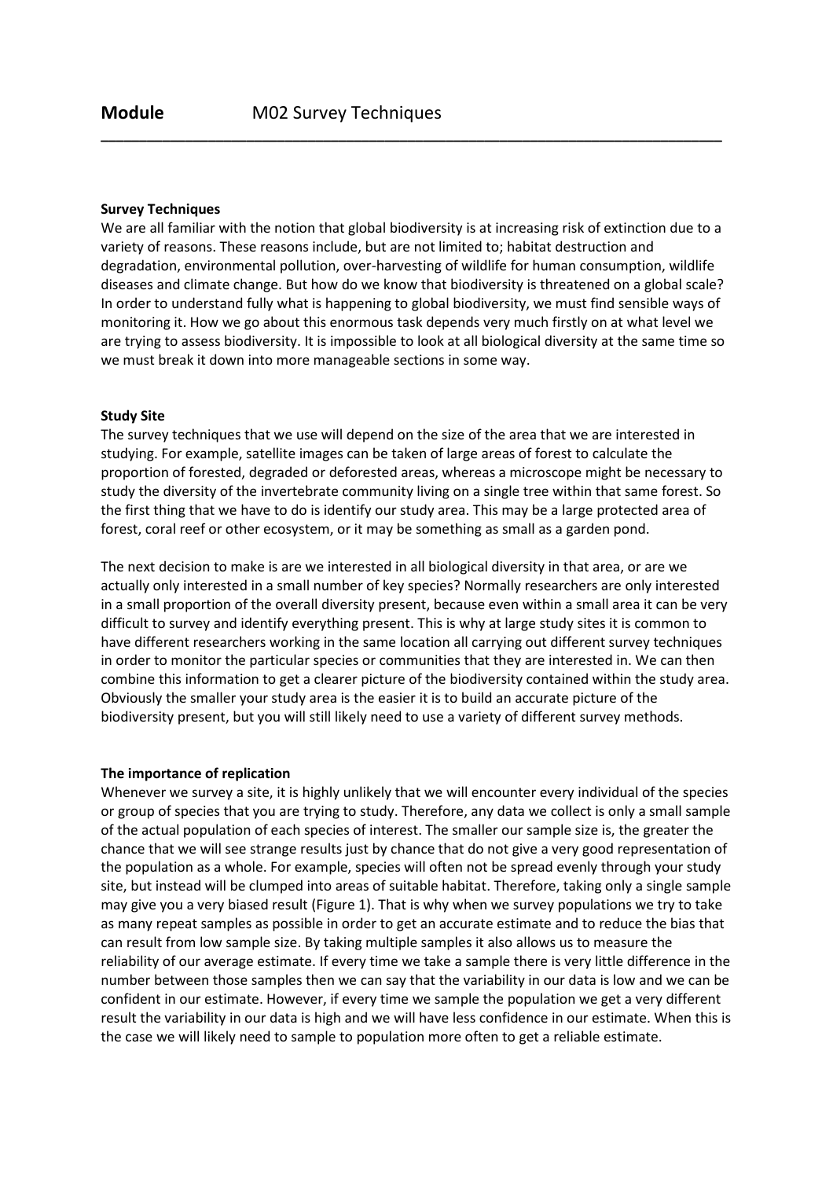**Module** M02 Survey Techniques

**Survey Techniques**

We are all familiar with the notion that global biodiversity is at increasing risk of extinction due to a variety of reasons. These reasons include, but are not limited to; habitat destruction and degradation, environmental pollution, over-harvesting of wildlife for human consumption, wildlife diseases and climate change. But how do we know that biodiversity is threatened on a global scale? In order to understand fully what is happening to global biodiversity, we must find sensible ways of monitoring it. How we go about this enormous task depends very much firstly on at what level we are trying to assess biodiversity. It is impossible to look at all biological diversity at the same time so we must break it down into more manageable sections in some way.

**Study Site**

The survey techniques that we use will depend on the size of the area that we are interested in studying. For example, satellite images can be taken of large areas of forest to calculate the proportion of forested, degraded or deforested areas, whereas a microscope might be necessary to study the diversity of the invertebrate community living on a single tree within that same forest. So the first thing that we have to do is identify our study area. This may be a large protected area of forest, coral reef or other ecosystem, or it may be something as small as a garden pond.

The next decision to make is are we interested in all biological diversity in that area, or are we actually only interested in a small number of key species? Normally researchers are only interested in a small proportion of the overall diversity present, because even within a small area it can be very difficult to survey and identify everything present. This is why at large study sites it is common to have different researchers working in the same location all carrying out different survey techniques in order to monitor the particular species or communities that they are interested in. We can then combine this information to get a clearer picture of the biodiversity contained within the study area. Obviously the smaller your study area is the easier it is to build an accurate picture of the biodiversity present, but you will still likely need to use a variety of different survey methods.

**The importance of replication**

Whenever we survey a site, it is highly unlikely that we will encounter every individual of the species or group of species that you are trying to study. Therefore, any data we collect is only a small sample of the actual population of each species of interest. The smaller our sample size is, the greater the chance that we will see strange results just by chance that do not give a very good representation of the population as a whole. For example, species will often not be spread evenly through your study site, but instead will be clumped into areas of suitable habitat. Therefore, taking only a single sample may give you a very biased result (Figure 1). That is why when we survey populations we try to take as many repeat samples as possible in order to get an accurate estimate and to reduce the bias that can result from low sample size. By taking multiple samples it also allows us to measure the reliability of our average estimate. If every time we take a sample there is very little difference in the number between those samples then we can say that the variability in our data is low and we can be confident in our estimate. However, if every time we sample the population we get a very different result the variability in our data is high and we will have less confidence in our estimate. When this is the case we will likely need to sample to population more often to get a reliable estimate.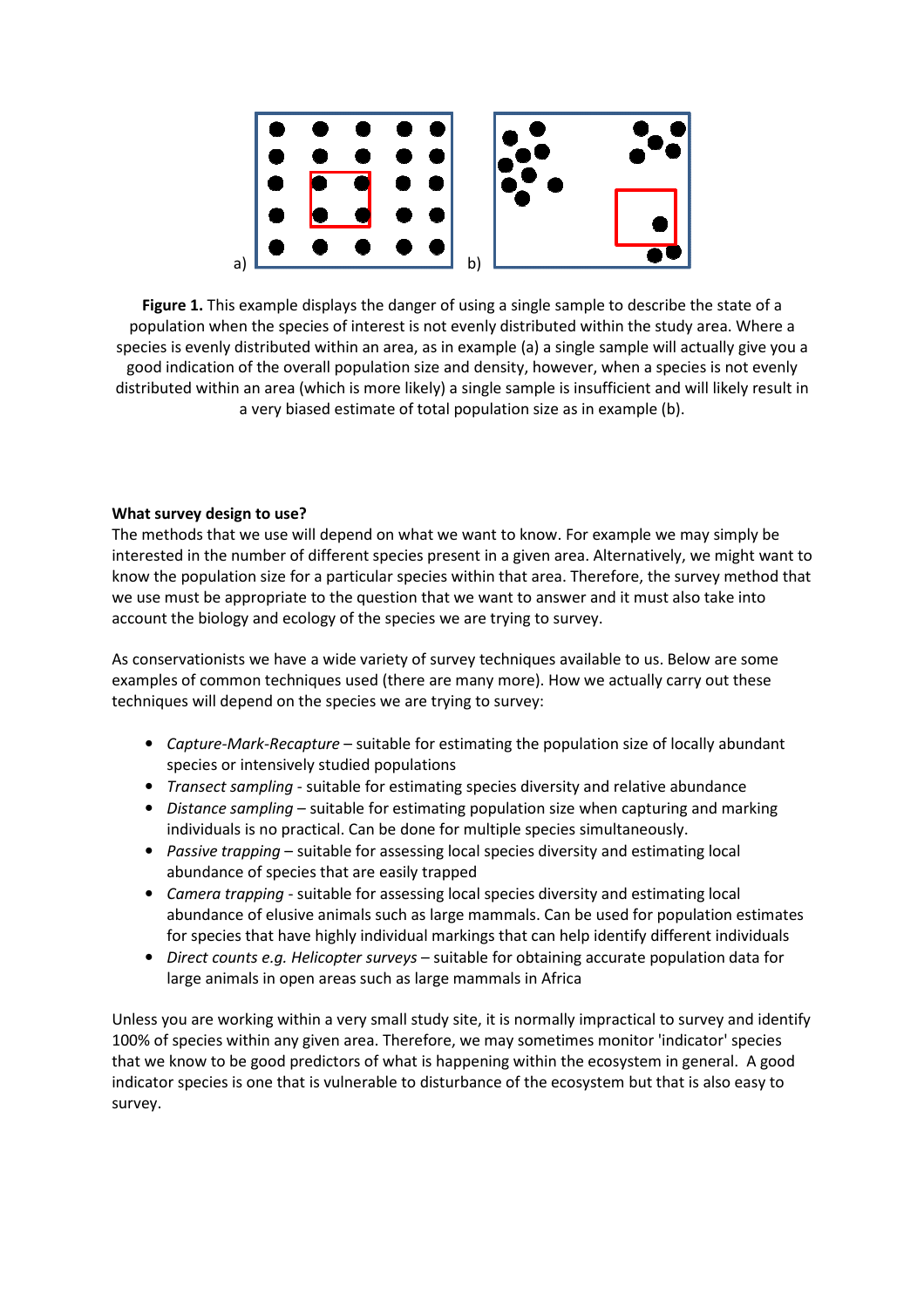a) b)

**Figure 1.** This example displays the danger of using a single sample to describe the state of a population when the species of interest is not evenly distributed within the study area. Where a species is evenly distributed within an area, as in example (a) a single sample will actually give you a good indication of the overall population size and density, however, when a species is not evenly distributed within an area (which is more likely) a single sample is insufficient and will likely result in a very biased estimate of total population size as in example (b).

**What survey design to use?**

The methods that we use will depend on what we want to know. For example we may simply be interested in the number of different species present in a given area. Alternatively, we might want to know the population size for a particular species within that area. Therefore, the survey method that we use must be appropriate to the question that we want to answer and it must also take into account the biology and ecology of the species we are trying to survey.

As conservationists we have a wide variety of survey techniques available to us. Below are some examples of common techniques used (there are many more). How we actually carry out these techniques will depend on the species we are trying to survey:

- *Capture-Mark-Recapture* – suitable for estimating the population size of locally abundant species or intensively studied populations
- *Transect sampling* - suitable for estimating species diversity and relative abundance
- *Distance sampling* – suitable for estimating population size when capturing and marking individuals is no practical. Can be done for multiple species simultaneously.
- *Passive trapping* – suitable for assessing local species diversity and estimating local abundance of species that are easily trapped
- *Camera trapping* - suitable for assessing local species diversity and estimating local abundance of elusive animals such as large mammals. Can be used for population estimates for species that have highly individual markings that can help identify different individuals
- *Direct counts e.g. Helicopter surveys* – suitable for obtaining accurate population data for large animals in open areas such as large mammals in Africa

Unless you are working within a very small study site, it is normally impractical to survey and identify 100% of species within any given area. Therefore, we may sometimes monitor 'indicator' species that we know to be good predictors of what is happening within the ecosystem in general. A good indicator species is one that is vulnerable to disturbance of the ecosystem but that is also easy to survey.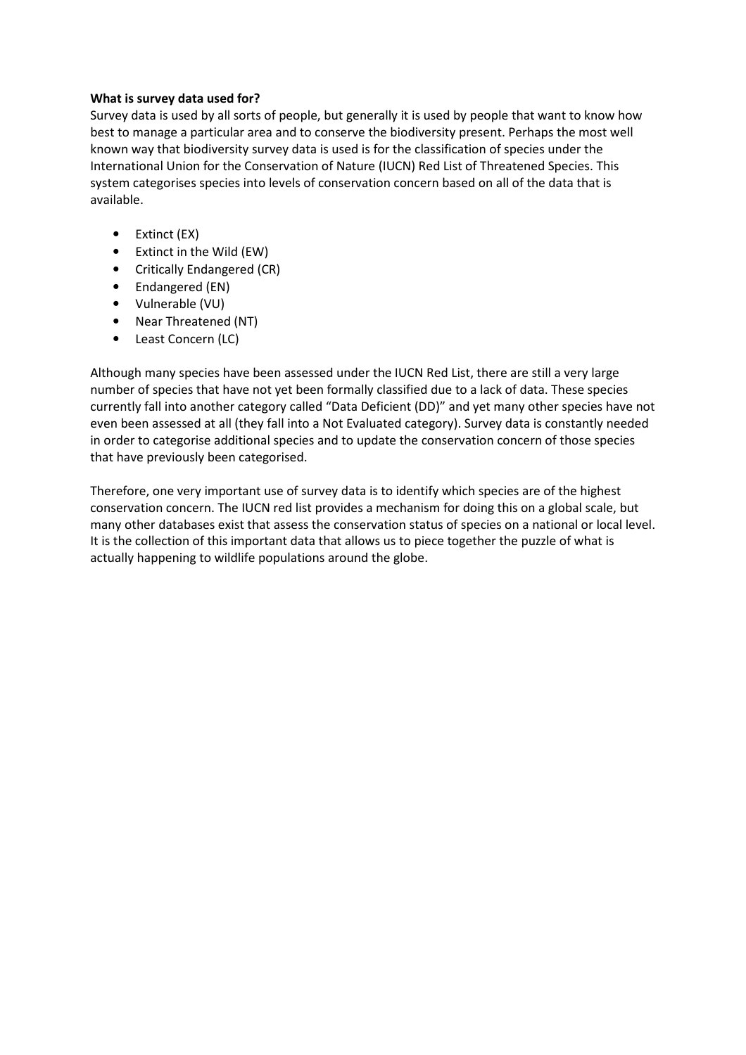**What is survey data used for?**

Survey data is used by all sorts of people, but generally it is used by people that want to know how best to manage a particular area and to conserve the biodiversity present. Perhaps the most well known way that biodiversity survey data is used is for the classification of species under the International Union for the Conservation of Nature (IUCN) Red List of Threatened Species. This system categorises species into levels of conservation concern based on all of the data that is available.

- Extinct (EX)
- Extinct in the Wild (EW)
- Critically Endangered (CR)
- Endangered (EN)
- Vulnerable (VU)
- Near Threatened (NT)
- Least Concern (LC)

Although many species have been assessed under the IUCN Red List, there are still a very large number of species that have not yet been formally classified due to a lack of data. These species currently fall into another category called “Data Deficient (DD)” and yet many other species have not even been assessed at all (they fall into a Not Evaluated category). Survey data is constantly needed in order to categorise additional species and to update the conservation concern of those species that have previously been categorised.

Therefore, one very important use of survey data is to identify which species are of the highest conservation concern. The IUCN red list provides a mechanism for doing this on a global scale, but many other databases exist that assess the conservation status of species on a national or local level. It is the collection of this important data that allows us to piece together the puzzle of what is actually happening to wildlife populations around the globe.